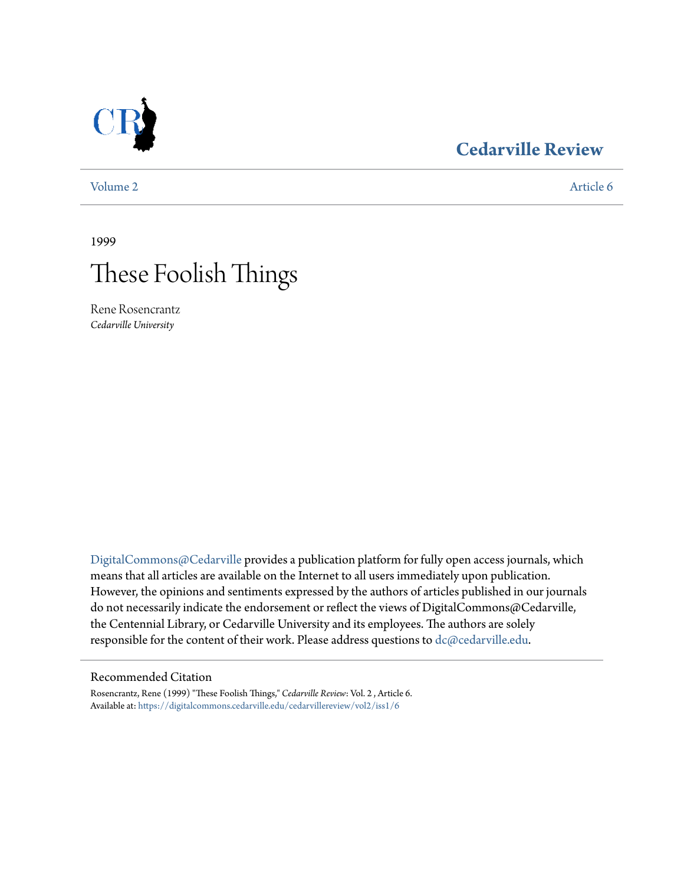# Cedarville Review

Volume 2 Article 6

1999

# These Foolish Things

Rene Rosencrantz
*Cedarville University*

DigitalCommons@Cedarville provides a publication platform for fully open access journals, which means that all articles are available on the Internet to all users immediately upon publication. However, the opinions and sentiments expressed by the authors of articles published in our journals do not necessarily indicate the endorsement or reflect the views of DigitalCommons@Cedarville, the Centennial Library, or Cedarville University and its employees. The authors are solely responsible for the content of their work. Please address questions to dc@cedarville.edu.

## Recommended Citation

Rosencrantz, Rene (1999) "These Foolish Things," *Cedarville Review*: Vol. 2 , Article 6.
Available at: https://digitalcommons.cedarville.edu/cedarvillereview/vol2/iss1/6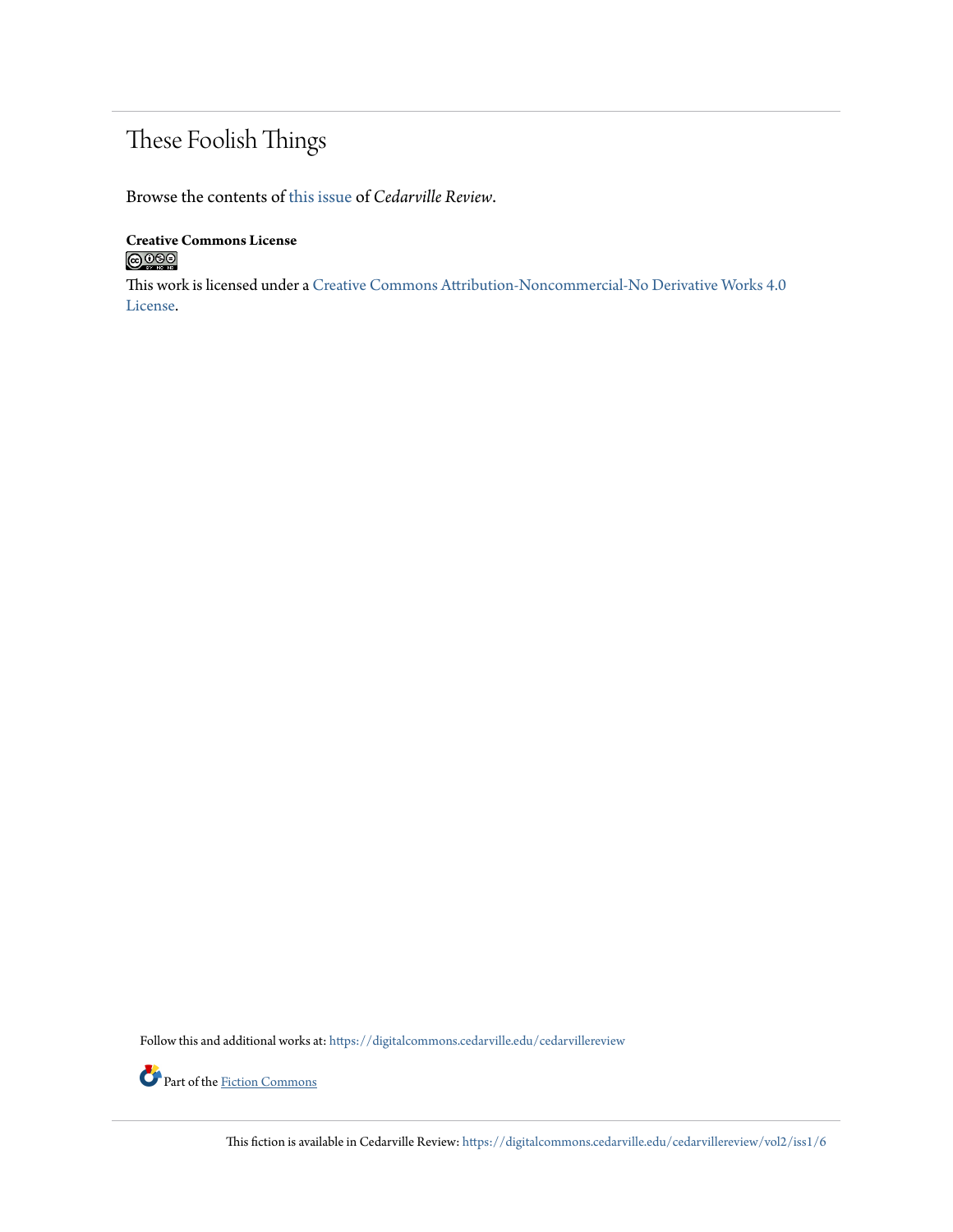# These Foolish Things

Browse the contents of this issue of *Cedarville Review*.

**Creative Commons License**

This work is licensed under a Creative Commons Attribution-Noncommercial-No Derivative Works 4.0 License.

Follow this and additional works at: https://digitalcommons.cedarville.edu/cedarvillereview

Part of the Fiction Commons

This fiction is available in Cedarville Review: https://digitalcommons.cedarville.edu/cedarvillereview/vol2/iss1/6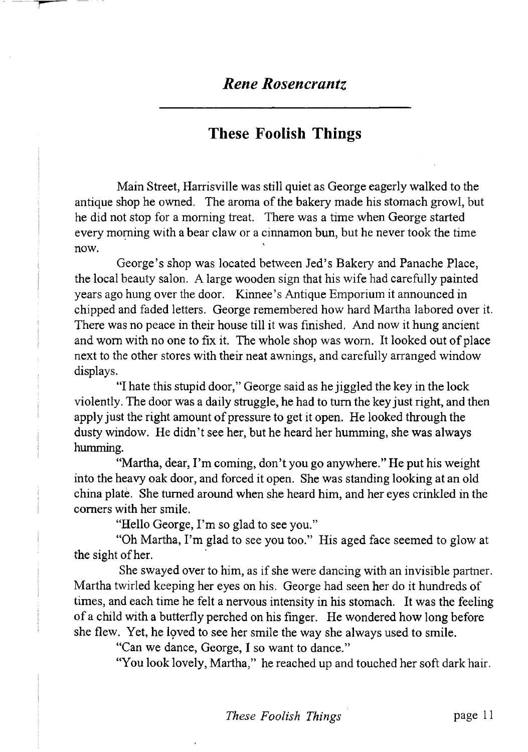*Rene Rosencrantz*

## These Foolish Things

Main Street, Harrisville was still quiet as George eagerly walked to the antique shop he owned. The aroma of the bakery made his stomach growl, but he did not stop for a morning treat. There was a time when George started every morning with a bear claw or a cinnamon bun, but he never took the time now.

George's shop was located between Jed's Bakery and Panache Place, the local beauty salon. A large wooden sign that his wife had carefully painted years ago hung over the door. Kinnee's Antique Emporium it announced in chipped and faded letters. George remembered how hard Martha labored over it. There was no peace in their house till it was finished. And now it hung ancient and worn with no one to fix it. The whole shop was worn. It looked out of place next to the other stores with their neat awnings, and carefully arranged window displays.

"I hate this stupid door," George said as he jiggled the key in the lock violently. The door was a daily struggle, he had to turn the key just right, and then apply just the right amount of pressure to get it open. He looked through the dusty window. He didn't see her, but he heard her humming, she was always humming.

"Martha, dear, I'm coming, don't you go anywhere." He put his weight into the heavy oak door, and forced it open. She was standing looking at an old china plate. She turned around when she heard him, and her eyes crinkled in the corners with her smile.

"Hello George, I'm so glad to see you."

"Oh Martha, I'm glad to see you too." His aged face seemed to glow at the sight of her.

She swayed over to him, as if she were dancing with an invisible partner. Martha twirled keeping her eyes on his. George had seen her do it hundreds of times, and each time he felt a nervous intensity in his stomach. It was the feeling of a child with a butterfly perched on his finger. He wondered how long before she flew. Yet, he loved to see her smile the way she always used to smile.

"Can we dance, George, I so want to dance."

"You look lovely, Martha," he reached up and touched her soft dark hair.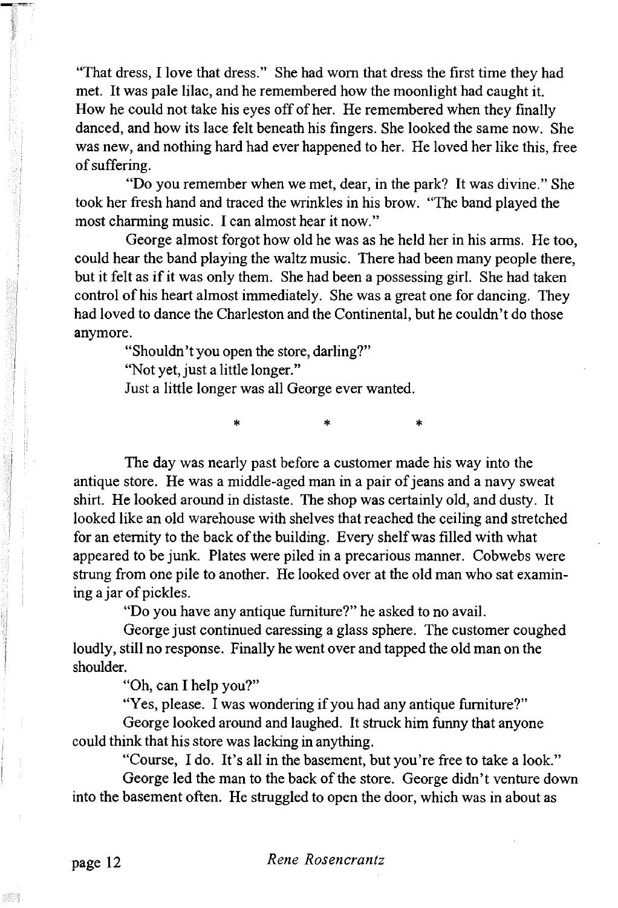"That dress, I love that dress." She had worn that dress the first time they had met. It was pale lilac, and he remembered how the moonlight had caught it. How he could not take his eyes off of her. He remembered when they finally danced, and how its lace felt beneath his fingers. She looked the same now. She was new, and nothing hard had ever happened to her. He loved her like this, free of suffering.

"Do you remember when we met, dear, in the park? It was divine." She took her fresh hand and traced the wrinkles in his brow. "The band played the most charming music. I can almost hear it now."

George almost forgot how old he was as he held her in his arms. He too, could hear the band playing the waltz music. There had been many people there, but it felt as if it was only them. She had been a possessing girl. She had taken control of his heart almost immediately. She was a great one for dancing. They had loved to dance the Charleston and the Continental, but he couldn't do those anymore.

"Shouldn't you open the store, darling?"

"Not yet, just a little longer."

Just a little longer was all George ever wanted.

\*　　　\*　　　\*

The day was nearly past before a customer made his way into the antique store. He was a middle-aged man in a pair of jeans and a navy sweat shirt. He looked around in distaste. The shop was certainly old, and dusty. It looked like an old warehouse with shelves that reached the ceiling and stretched for an eternity to the back of the building. Every shelf was filled with what appeared to be junk. Plates were piled in a precarious manner. Cobwebs were strung from one pile to another. He looked over at the old man who sat examining a jar of pickles.

"Do you have any antique furniture?" he asked to no avail.

George just continued caressing a glass sphere. The customer coughed loudly, still no response. Finally he went over and tapped the old man on the shoulder.

"Oh, can I help you?"

"Yes, please. I was wondering if you had any antique furniture?"

George looked around and laughed. It struck him funny that anyone could think that his store was lacking in anything.

"Course, I do. It's all in the basement, but you're free to take a look."

George led the man to the back of the store. George didn't venture down into the basement often. He struggled to open the door, which was in about as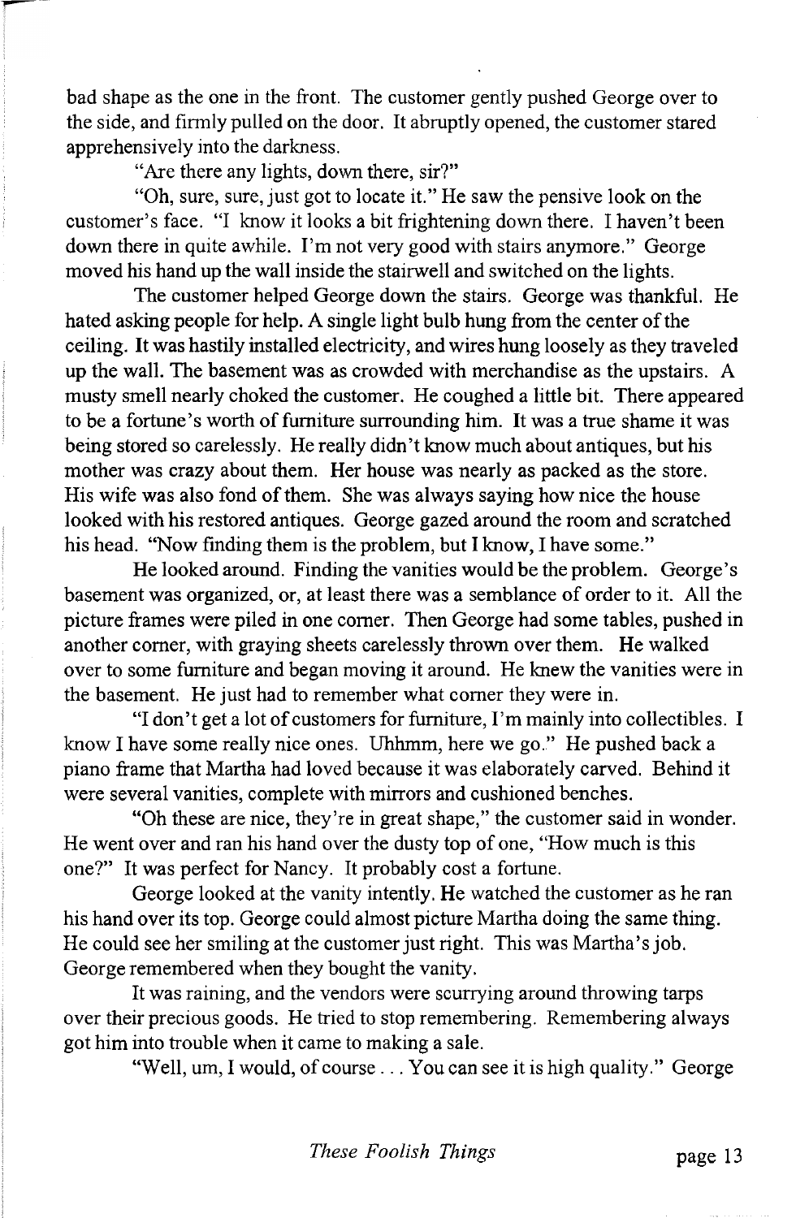bad shape as the one in the front. The customer gently pushed George over to the side, and firmly pulled on the door. It abruptly opened, the customer stared apprehensively into the darkness.

"Are there any lights, down there, sir?"

"Oh, sure, sure, just got to locate it." He saw the pensive look on the customer's face. "I know it looks a bit frightening down there. I haven't been down there in quite awhile. I'm not very good with stairs anymore." George moved his hand up the wall inside the stairwell and switched on the lights.

The customer helped George down the stairs. George was thankful. He hated asking people for help. A single light bulb hung from the center of the ceiling. It was hastily installed electricity, and wires hung loosely as they traveled up the wall. The basement was as crowded with merchandise as the upstairs. A musty smell nearly choked the customer. He coughed a little bit. There appeared to be a fortune's worth of furniture surrounding him. It was a true shame it was being stored so carelessly. He really didn't know much about antiques, but his mother was crazy about them. Her house was nearly as packed as the store. His wife was also fond of them. She was always saying how nice the house looked with his restored antiques. George gazed around the room and scratched his head. "Now finding them is the problem, but I know, I have some."

He looked around. Finding the vanities would be the problem. George's basement was organized, or, at least there was a semblance of order to it. All the picture frames were piled in one corner. Then George had some tables, pushed in another corner, with graying sheets carelessly thrown over them. He walked over to some furniture and began moving it around. He knew the vanities were in the basement. He just had to remember what corner they were in.

"I don't get a lot of customers for furniture, I'm mainly into collectibles. I know I have some really nice ones. Uhhmm, here we go." He pushed back a piano frame that Martha had loved because it was elaborately carved. Behind it were several vanities, complete with mirrors and cushioned benches.

"Oh these are nice, they're in great shape," the customer said in wonder. He went over and ran his hand over the dusty top of one, "How much is this one?" It was perfect for Nancy. It probably cost a fortune.

George looked at the vanity intently. He watched the customer as he ran his hand over its top. George could almost picture Martha doing the same thing. He could see her smiling at the customer just right. This was Martha's job. George remembered when they bought the vanity.

It was raining, and the vendors were scurrying around throwing tarps over their precious goods. He tried to stop remembering. Remembering always got him into trouble when it came to making a sale.

"Well, um, I would, of course . . . You can see it is high quality." George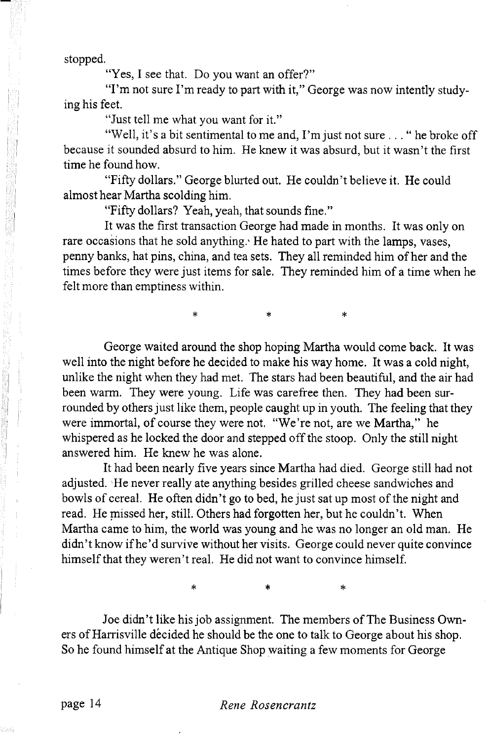stopped.

"Yes, I see that. Do you want an offer?"

"I'm not sure I'm ready to part with it," George was now intently studying his feet.

"Just tell me what you want for it."

"Well, it's a bit sentimental to me and, I'm just not sure . . . " he broke off because it sounded absurd to him. He knew it was absurd, but it wasn't the first time he found how.

"Fifty dollars." George blurted out. He couldn't believe it. He could almost hear Martha scolding him.

"Fifty dollars? Yeah, yeah, that sounds fine."

It was the first transaction George had made in months. It was only on rare occasions that he sold anything. He hated to part with the lamps, vases, penny banks, hat pins, china, and tea sets. They all reminded him of her and the times before they were just items for sale. They reminded him of a time when he felt more than emptiness within.

\* \* \*

George waited around the shop hoping Martha would come back. It was well into the night before he decided to make his way home. It was a cold night, unlike the night when they had met. The stars had been beautiful, and the air had been warm. They were young. Life was carefree then. They had been surrounded by others just like them, people caught up in youth. The feeling that they were immortal, of course they were not. "We're not, are we Martha," he whispered as he locked the door and stepped off the stoop. Only the still night answered him. He knew he was alone.

It had been nearly five years since Martha had died. George still had not adjusted. He never really ate anything besides grilled cheese sandwiches and bowls of cereal. He often didn't go to bed, he just sat up most of the night and read. He missed her, still. Others had forgotten her, but he couldn't. When Martha came to him, the world was young and he was no longer an old man. He didn't know if he'd survive without her visits. George could never quite convince himself that they weren't real. He did not want to convince himself.

\* \* \*

Joe didn't like his job assignment. The members of The Business Owners of Harrisville decided he should be the one to talk to George about his shop. So he found himself at the Antique Shop waiting a few moments for George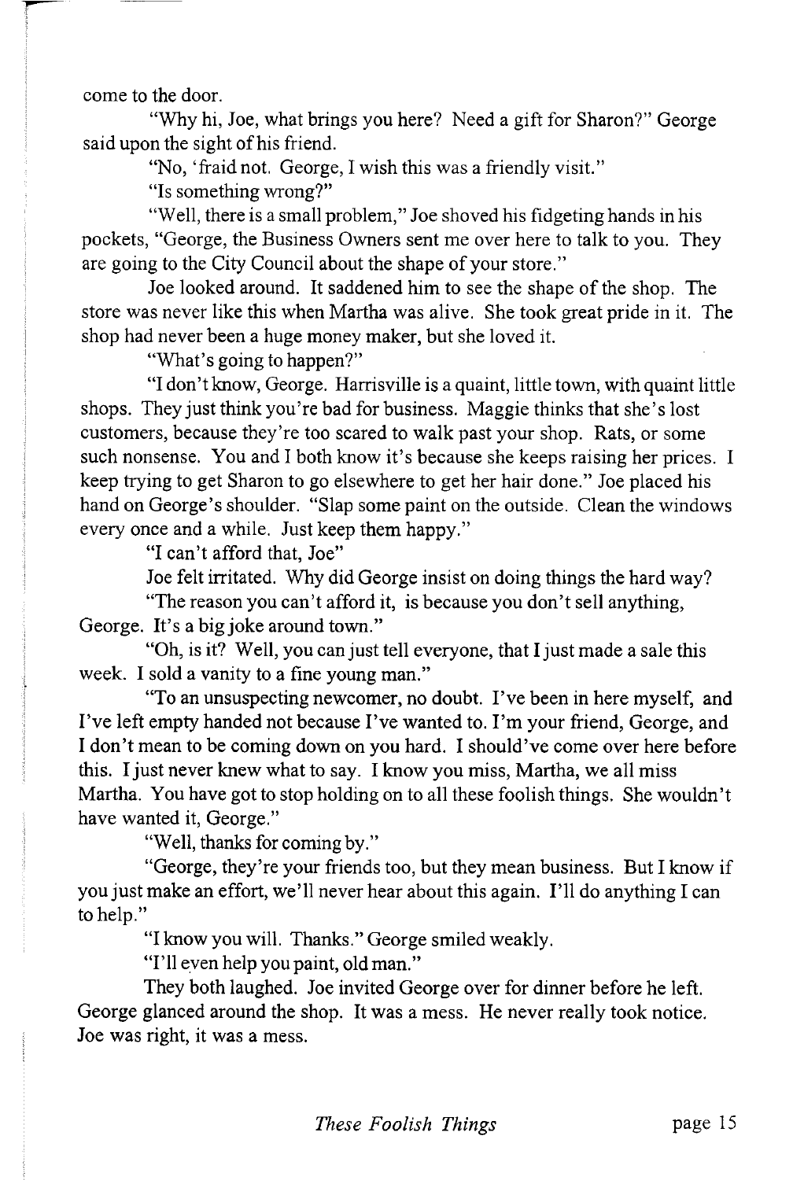come to the door.

"Why hi, Joe, what brings you here? Need a gift for Sharon?" George said upon the sight of his friend.

"No, 'fraid not. George, I wish this was a friendly visit."

"Is something wrong?"

"Well, there is a small problem," Joe shoved his fidgeting hands in his pockets, "George, the Business Owners sent me over here to talk to you. They are going to the City Council about the shape of your store."

Joe looked around. It saddened him to see the shape of the shop. The store was never like this when Martha was alive. She took great pride in it. The shop had never been a huge money maker, but she loved it.

"What's going to happen?"

"I don't know, George. Harrisville is a quaint, little town, with quaint little shops. They just think you're bad for business. Maggie thinks that she's lost customers, because they're too scared to walk past your shop. Rats, or some such nonsense. You and I both know it's because she keeps raising her prices. I keep trying to get Sharon to go elsewhere to get her hair done." Joe placed his hand on George's shoulder. "Slap some paint on the outside. Clean the windows every once and a while. Just keep them happy."

"I can't afford that, Joe"

Joe felt irritated. Why did George insist on doing things the hard way?

"The reason you can't afford it, is because you don't sell anything, George. It's a big joke around town."

"Oh, is it? Well, you can just tell everyone, that I just made a sale this week. I sold a vanity to a fine young man."

"To an unsuspecting newcomer, no doubt. I've been in here myself, and I've left empty handed not because I've wanted to. I'm your friend, George, and I don't mean to be coming down on you hard. I should've come over here before this. I just never knew what to say. I know you miss, Martha, we all miss Martha. You have got to stop holding on to all these foolish things. She wouldn't have wanted it, George."

"Well, thanks for coming by."

"George, they're your friends too, but they mean business. But I know if you just make an effort, we'll never hear about this again. I'll do anything I can to help."

"I know you will. Thanks." George smiled weakly.

"I'll even help you paint, old man."

They both laughed. Joe invited George over for dinner before he left. George glanced around the shop. It was a mess. He never really took notice. Joe was right, it was a mess.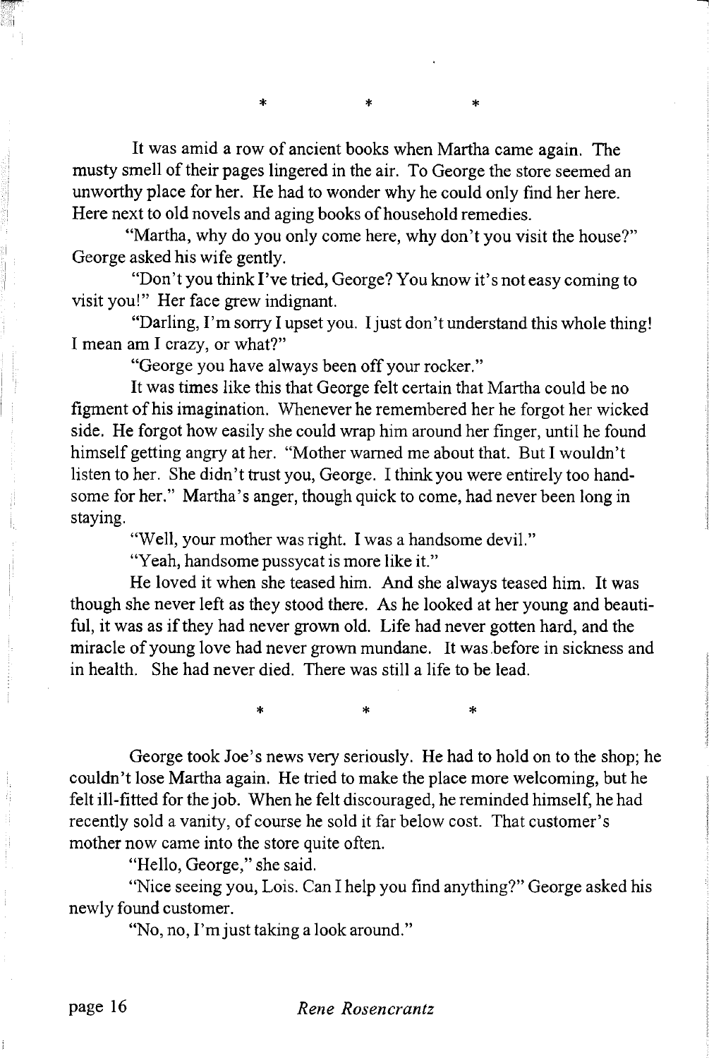\*    \*    \*

It was amid a row of ancient books when Martha came again. The musty smell of their pages lingered in the air. To George the store seemed an unworthy place for her. He had to wonder why he could only find her here. Here next to old novels and aging books of household remedies.

"Martha, why do you only come here, why don't you visit the house?" George asked his wife gently.

"Don't you think I've tried, George? You know it's not easy coming to visit you!" Her face grew indignant.

"Darling, I'm sorry I upset you. I just don't understand this whole thing! I mean am I crazy, or what?"

"George you have always been off your rocker."

It was times like this that George felt certain that Martha could be no figment of his imagination. Whenever he remembered her he forgot her wicked side. He forgot how easily she could wrap him around her finger, until he found himself getting angry at her. "Mother warned me about that. But I wouldn't listen to her. She didn't trust you, George. I think you were entirely too handsome for her." Martha's anger, though quick to come, had never been long in staying.

"Well, your mother was right. I was a handsome devil."

"Yeah, handsome pussycat is more like it."

He loved it when she teased him. And she always teased him. It was though she never left as they stood there. As he looked at her young and beautiful, it was as if they had never grown old. Life had never gotten hard, and the miracle of young love had never grown mundane. It was before in sickness and in health. She had never died. There was still a life to be lead.

\*    \*    \*

George took Joe's news very seriously. He had to hold on to the shop; he couldn't lose Martha again. He tried to make the place more welcoming, but he felt ill-fitted for the job. When he felt discouraged, he reminded himself, he had recently sold a vanity, of course he sold it far below cost. That customer's mother now came into the store quite often.

"Hello, George," she said.

"Nice seeing you, Lois. Can I help you find anything?" George asked his newly found customer.

"No, no, I'm just taking a look around."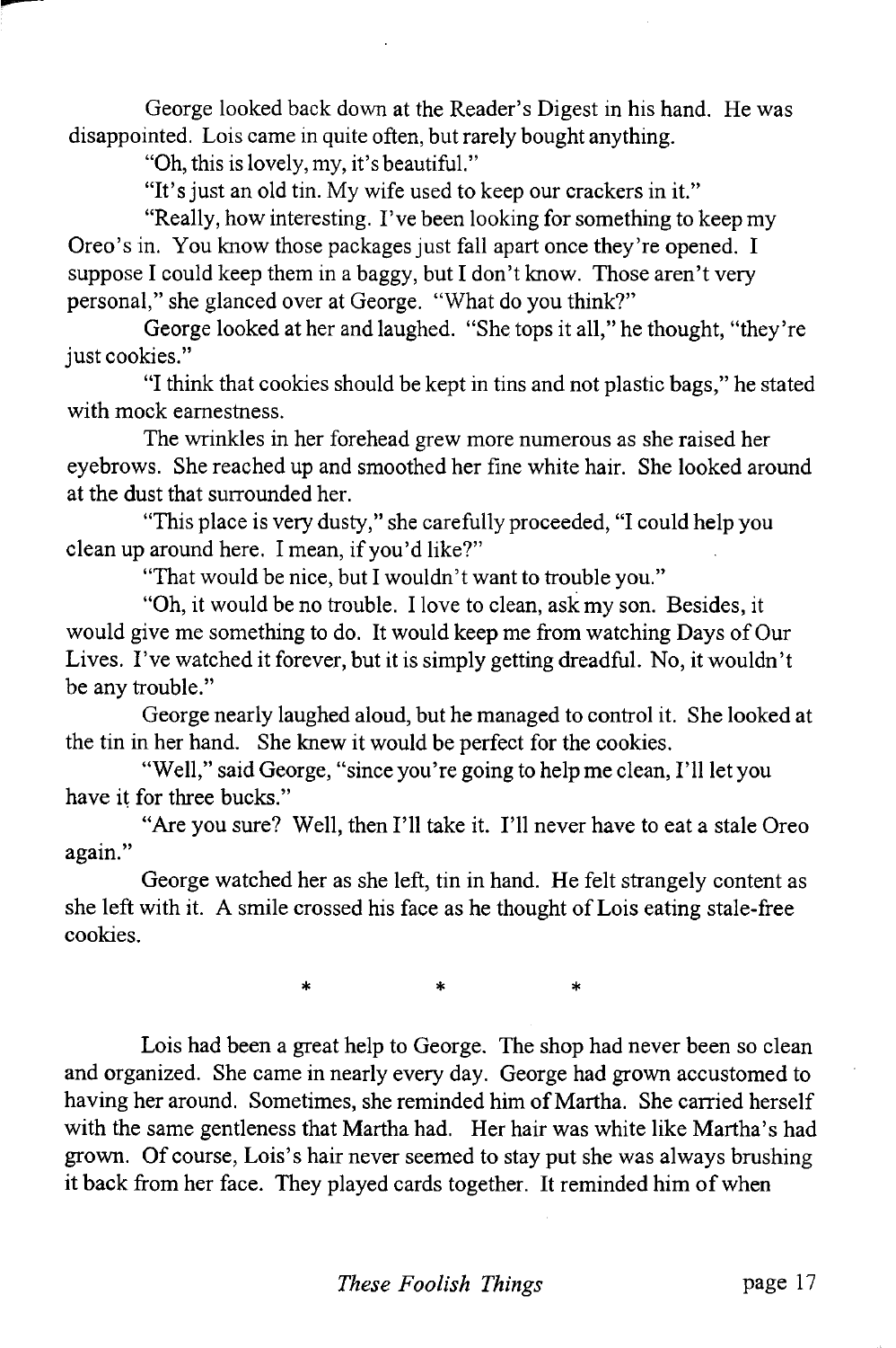George looked back down at the Reader's Digest in his hand. He was disappointed. Lois came in quite often, but rarely bought anything.

"Oh, this is lovely, my, it's beautiful."

"It's just an old tin. My wife used to keep our crackers in it."

"Really, how interesting. I've been looking for something to keep my Oreo's in. You know those packages just fall apart once they're opened. I suppose I could keep them in a baggy, but I don't know. Those aren't very personal," she glanced over at George. "What do you think?"

George looked at her and laughed. "She tops it all," he thought, "they're just cookies."

"I think that cookies should be kept in tins and not plastic bags," he stated with mock earnestness.

The wrinkles in her forehead grew more numerous as she raised her eyebrows. She reached up and smoothed her fine white hair. She looked around at the dust that surrounded her.

"This place is very dusty," she carefully proceeded, "I could help you clean up around here. I mean, if you'd like?"

"That would be nice, but I wouldn't want to trouble you."

"Oh, it would be no trouble. I love to clean, ask my son. Besides, it would give me something to do. It would keep me from watching Days of Our Lives. I've watched it forever, but it is simply getting dreadful. No, it wouldn't be any trouble."

George nearly laughed aloud, but he managed to control it. She looked at the tin in her hand. She knew it would be perfect for the cookies.

"Well," said George, "since you're going to help me clean, I'll let you have it for three bucks."

"Are you sure? Well, then I'll take it. I'll never have to eat a stale Oreo again."

George watched her as she left, tin in hand. He felt strangely content as she left with it. A smile crossed his face as he thought of Lois eating stale-free cookies.

\* \* \*

Lois had been a great help to George. The shop had never been so clean and organized. She came in nearly every day. George had grown accustomed to having her around. Sometimes, she reminded him of Martha. She carried herself with the same gentleness that Martha had. Her hair was white like Martha's had grown. Of course, Lois's hair never seemed to stay put she was always brushing it back from her face. They played cards together. It reminded him of when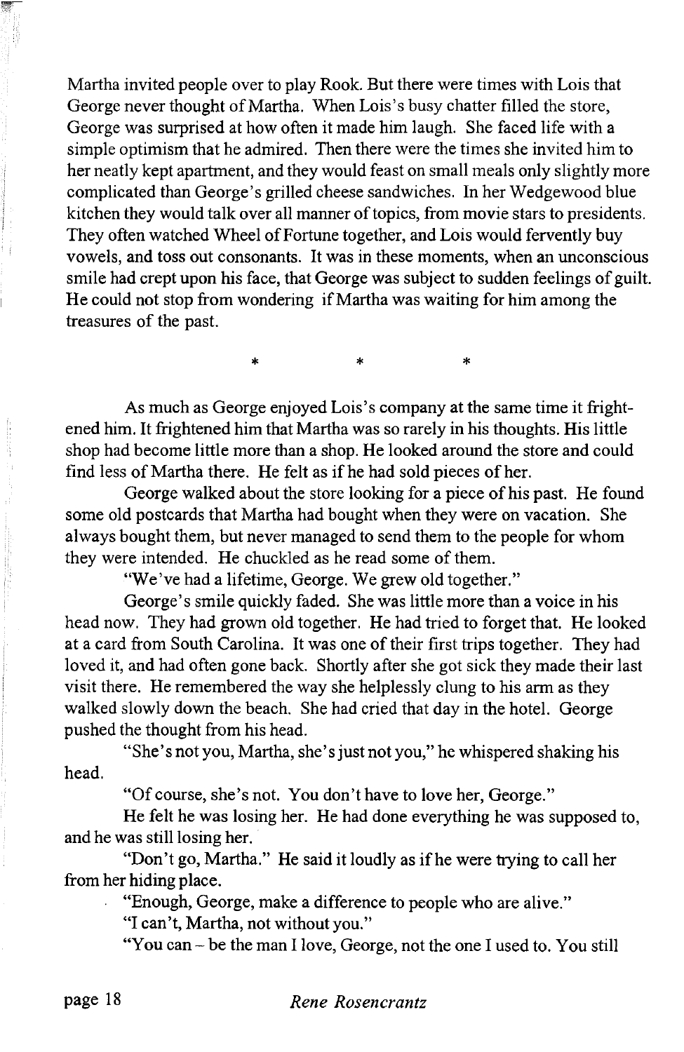Martha invited people over to play Rook. But there were times with Lois that George never thought of Martha. When Lois's busy chatter filled the store, George was surprised at how often it made him laugh. She faced life with a simple optimism that he admired. Then there were the times she invited him to her neatly kept apartment, and they would feast on small meals only slightly more complicated than George's grilled cheese sandwiches. In her Wedgewood blue kitchen they would talk over all manner of topics, from movie stars to presidents. They often watched Wheel of Fortune together, and Lois would fervently buy vowels, and toss out consonants. It was in these moments, when an unconscious smile had crept upon his face, that George was subject to sudden feelings of guilt. He could not stop from wondering if Martha was waiting for him among the treasures of the past.

\*　　　\*　　　\*

As much as George enjoyed Lois's company at the same time it frightened him. It frightened him that Martha was so rarely in his thoughts. His little shop had become little more than a shop. He looked around the store and could find less of Martha there. He felt as if he had sold pieces of her.

George walked about the store looking for a piece of his past. He found some old postcards that Martha had bought when they were on vacation. She always bought them, but never managed to send them to the people for whom they were intended. He chuckled as he read some of them.

"We've had a lifetime, George. We grew old together."

George's smile quickly faded. She was little more than a voice in his head now. They had grown old together. He had tried to forget that. He looked at a card from South Carolina. It was one of their first trips together. They had loved it, and had often gone back. Shortly after she got sick they made their last visit there. He remembered the way she helplessly clung to his arm as they walked slowly down the beach. She had cried that day in the hotel. George pushed the thought from his head.

"She's not you, Martha, she's just not you," he whispered shaking his head.

"Of course, she's not. You don't have to love her, George."

He felt he was losing her. He had done everything he was supposed to, and he was still losing her.

"Don't go, Martha." He said it loudly as if he were trying to call her from her hiding place.

"Enough, George, make a difference to people who are alive."

"I can't, Martha, not without you."

"You can – be the man I love, George, not the one I used to. You still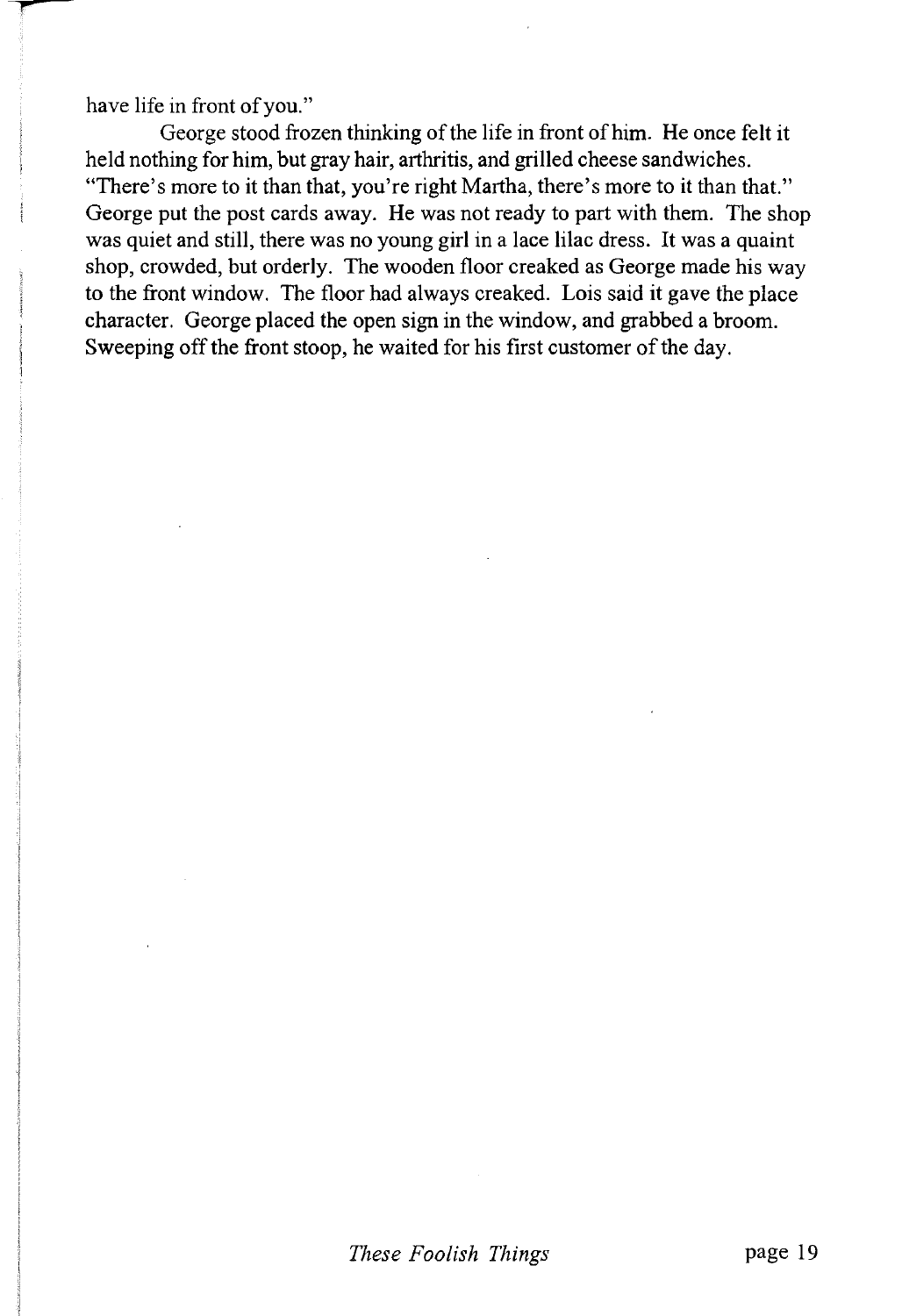have life in front of you."

George stood frozen thinking of the life in front of him. He once felt it held nothing for him, but gray hair, arthritis, and grilled cheese sandwiches. "There's more to it than that, you're right Martha, there's more to it than that." George put the post cards away. He was not ready to part with them. The shop was quiet and still, there was no young girl in a lace lilac dress. It was a quaint shop, crowded, but orderly. The wooden floor creaked as George made his way to the front window. The floor had always creaked. Lois said it gave the place character. George placed the open sign in the window, and grabbed a broom. Sweeping off the front stoop, he waited for his first customer of the day.